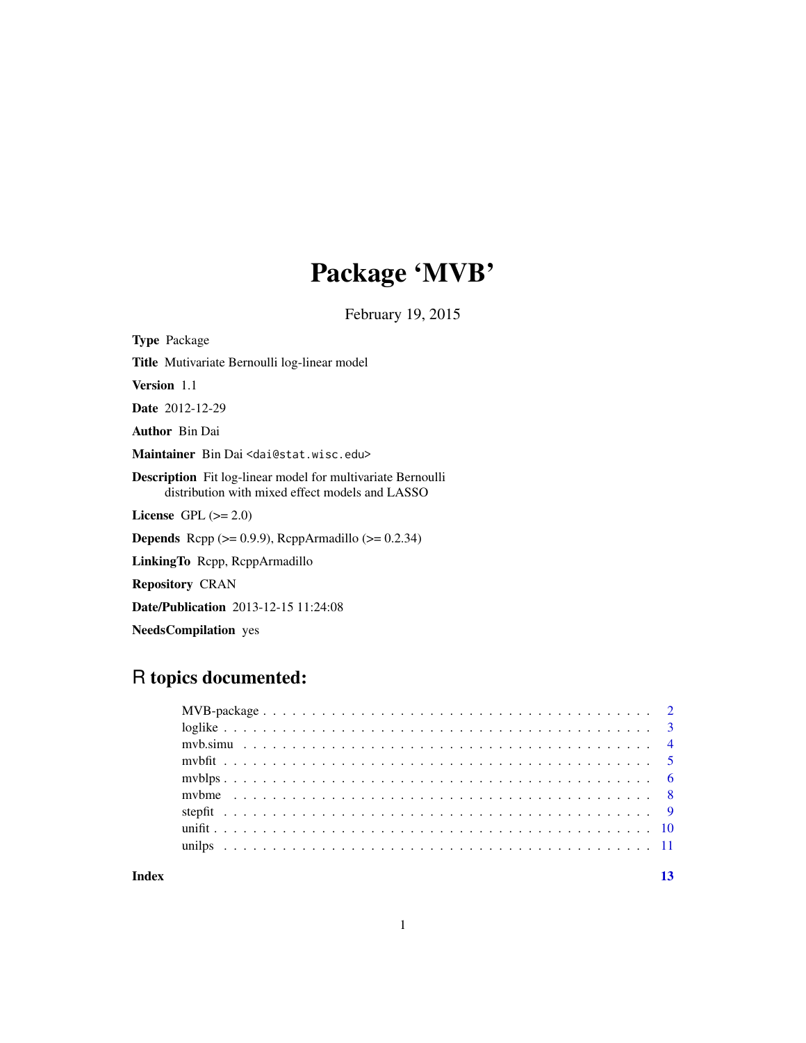# Package 'MVB'

February 19, 2015

**Type** Package

**Title** Mutivariate Bernoulli log-linear model

**Version** 1.1

**Date** 2012-12-29

**Author** Bin Dai

**Maintainer** Bin Dai <dai@stat.wisc.edu>

**Description** Fit log-linear model for multivariate Bernoulli distribution with mixed effect models and LASSO

**License** GPL (>= 2.0)

**Depends** Rcpp (>= 0.9.9), RcppArmadillo (>= 0.2.34)

**LinkingTo** Rcpp, RcppArmadillo

**Repository** CRAN

**Date/Publication** 2013-12-15 11:24:08

**NeedsCompilation** yes

## R topics documented:

| | |
|---|---|
| MVB-package | 2 |
| loglike | 3 |
| mvb.simu | 4 |
| mvbfit | 5 |
| mvblps | 6 |
| mvbme | 8 |
| stepfit | 9 |
| unifit | 10 |
| unilps | 11 |
| **Index** | **13** |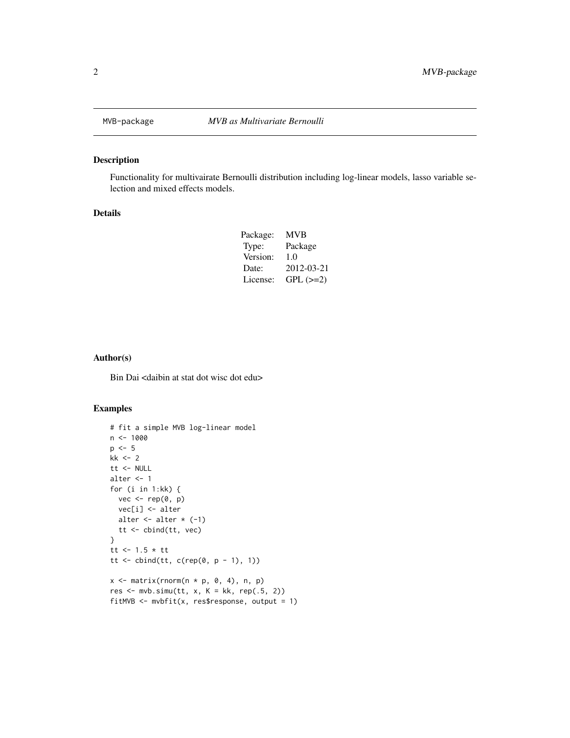# MVB-package — *MVB as Multivariate Bernoulli*

## Description

Functionality for multivairate Bernoulli distribution including log-linear models, lasso variable selection and mixed effects models.

## Details

| | |
|---|---|
| Package: | MVB |
| Type: | Package |
| Version: | 1.0 |
| Date: | 2012-03-21 |
| License: | GPL (>=2) |

## Author(s)

Bin Dai <daibin at stat dot wisc dot edu>

## Examples

```
# fit a simple MVB log-linear model
n <- 1000
p <- 5
kk <- 2
tt <- NULL
alter <- 1
for (i in 1:kk) {
  vec <- rep(0, p)
  vec[i] <- alter
  alter <- alter * (-1)
  tt <- cbind(tt, vec)
}
tt <- 1.5 * tt
tt <- cbind(tt, c(rep(0, p - 1), 1))

x <- matrix(rnorm(n * p, 0, 4), n, p)
res <- mvb.simu(tt, x, K = kk, rep(.5, 2))
fitMVB <- mvbfit(x, res$response, output = 1)
```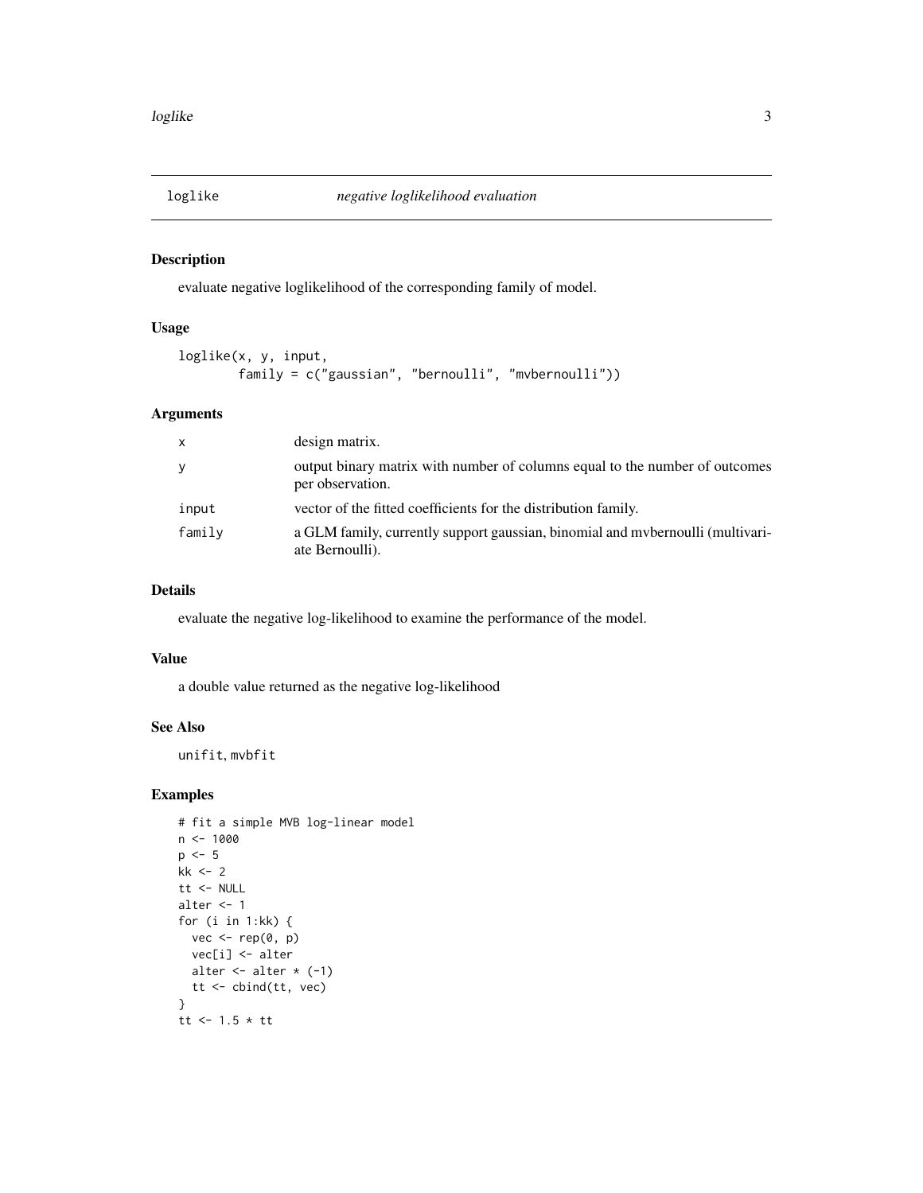# loglike *negative loglikelihood evaluation*

## Description

evaluate negative loglikelihood of the corresponding family of model.

## Usage

```
loglike(x, y, input,
        family = c("gaussian", "bernoulli", "mvbernoulli"))
```

## Arguments

| | |
|---|---|
| x | design matrix. |
| y | output binary matrix with number of columns equal to the number of outcomes per observation. |
| input | vector of the fitted coefficients for the distribution family. |
| family | a GLM family, currently support gaussian, binomial and mvbernoulli (multivariate Bernoulli). |

## Details

evaluate the negative log-likelihood to examine the performance of the model.

## Value

a double value returned as the negative log-likelihood

## See Also

unifit, mvbfit

## Examples

```
# fit a simple MVB log-linear model
n <- 1000
p <- 5
kk <- 2
tt <- NULL
alter <- 1
for (i in 1:kk) {
  vec <- rep(0, p)
  vec[i] <- alter
  alter <- alter * (-1)
  tt <- cbind(tt, vec)
}
tt <- 1.5 * tt
```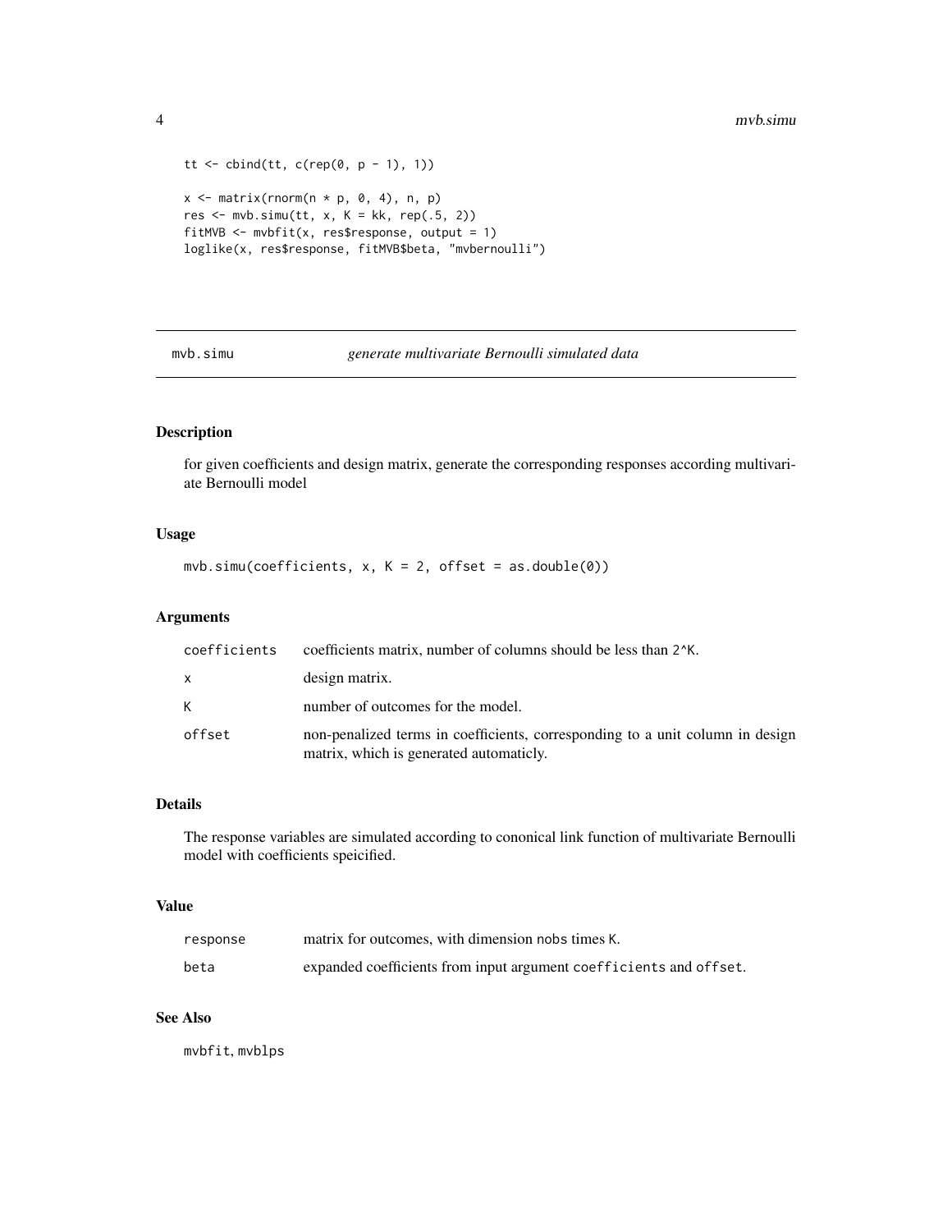```
tt <- cbind(tt, c(rep(0, p - 1), 1))

x <- matrix(rnorm(n * p, 0, 4), n, p)
res <- mvb.simu(tt, x, K = kk, rep(.5, 2))
fitMVB <- mvbfit(x, res$response, output = 1)
loglike(x, res$response, fitMVB$beta, "mvbernoulli")
```

## mvb.simu — *generate multivariate Bernoulli simulated data*

### Description

for given coefficients and design matrix, generate the corresponding responses according multivariate Bernoulli model

### Usage

```
mvb.simu(coefficients, x, K = 2, offset = as.double(0))
```

### Arguments

| | |
|---|---|
| `coefficients` | coefficients matrix, number of columns should be less than `2^K`. |
| `x` | design matrix. |
| `K` | number of outcomes for the model. |
| `offset` | non-penalized terms in coefficients, corresponding to a unit column in design matrix, which is generated automaticly. |

### Details

The response variables are simulated according to cononical link function of multivariate Bernoulli model with coefficients speicified.

### Value

| | |
|---|---|
| `response` | matrix for outcomes, with dimension `nobs` times `K`. |
| `beta` | expanded coefficients from input argument `coefficients` and `offset`. |

### See Also

`mvbfit`, `mvblps`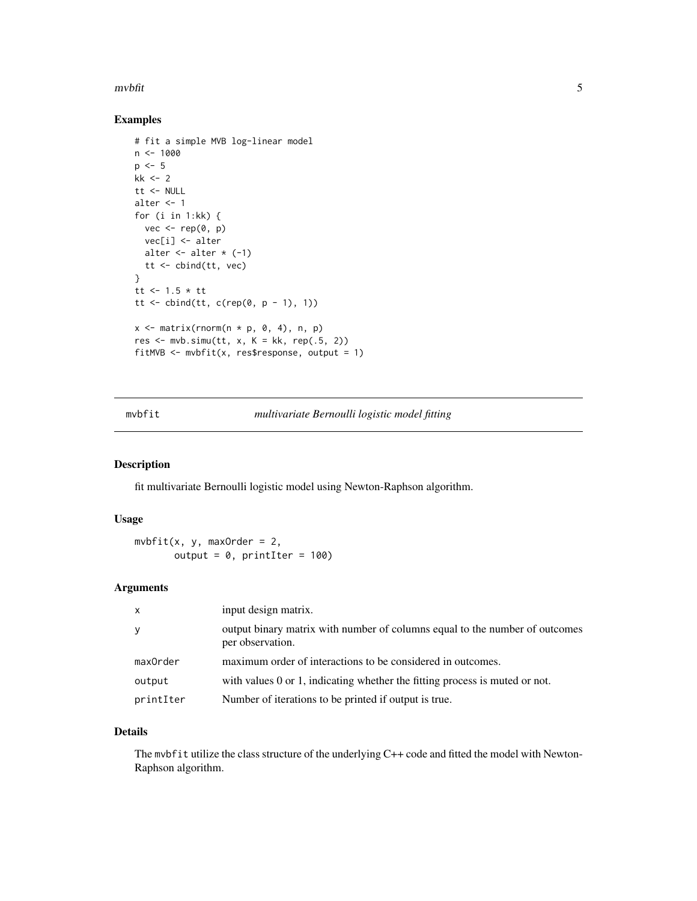## Examples

```
# fit a simple MVB log-linear model
n <- 1000
p <- 5
kk <- 2
tt <- NULL
alter <- 1
for (i in 1:kk) {
  vec <- rep(0, p)
  vec[i] <- alter
  alter <- alter * (-1)
  tt <- cbind(tt, vec)
}
tt <- 1.5 * tt
tt <- cbind(tt, c(rep(0, p - 1), 1))

x <- matrix(rnorm(n * p, 0, 4), n, p)
res <- mvb.simu(tt, x, K = kk, rep(.5, 2))
fitMVB <- mvbfit(x, res$response, output = 1)
```

---

# mvbfit *multivariate Bernoulli logistic model fitting*

---

## Description

fit multivariate Bernoulli logistic model using Newton-Raphson algorithm.

## Usage

```
mvbfit(x, y, maxOrder = 2,
       output = 0, printIter = 100)
```

## Arguments

| | |
|---|---|
| x | input design matrix. |
| y | output binary matrix with number of columns equal to the number of outcomes per observation. |
| maxOrder | maximum order of interactions to be considered in outcomes. |
| output | with values 0 or 1, indicating whether the fitting process is muted or not. |
| printIter | Number of iterations to be printed if output is true. |

## Details

The `mvbfit` utilize the class structure of the underlying C++ code and fitted the model with Newton-Raphson algorithm.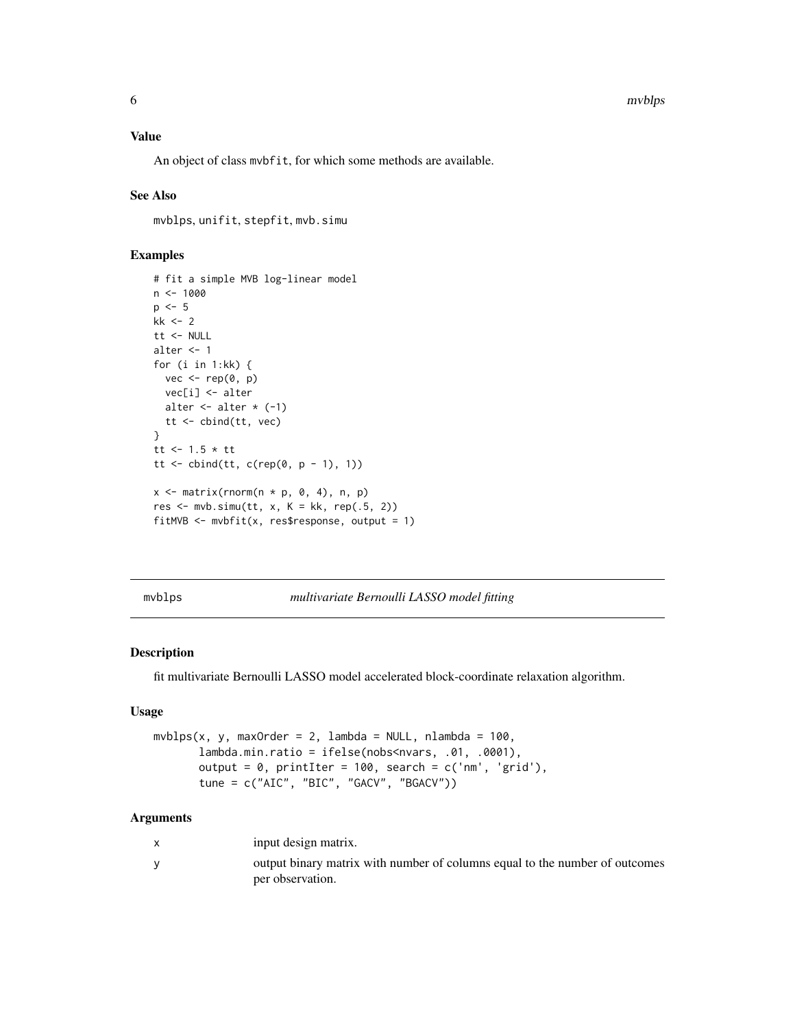### Value

An object of class `mvbfit`, for which some methods are available.

### See Also

`mvblps`, `unifit`, `stepfit`, `mvb.simu`

### Examples

```
# fit a simple MVB log-linear model
n <- 1000
p <- 5
kk <- 2
tt <- NULL
alter <- 1
for (i in 1:kk) {
  vec <- rep(0, p)
  vec[i] <- alter
  alter <- alter * (-1)
  tt <- cbind(tt, vec)
}
tt <- 1.5 * tt
tt <- cbind(tt, c(rep(0, p - 1), 1))

x <- matrix(rnorm(n * p, 0, 4), n, p)
res <- mvb.simu(tt, x, K = kk, rep(.5, 2))
fitMVB <- mvbfit(x, res$response, output = 1)
```

---

## mvblps — *multivariate Bernoulli LASSO model fitting*

---

### Description

fit multivariate Bernoulli LASSO model accelerated block-coordinate relaxation algorithm.

### Usage

```
mvblps(x, y, maxOrder = 2, lambda = NULL, nlambda = 100,
       lambda.min.ratio = ifelse(nobs<nvars, .01, .0001),
       output = 0, printIter = 100, search = c('nm', 'grid'),
       tune = c("AIC", "BIC", "GACV", "BGACV"))
```

### Arguments

| | |
|---|---|
| `x` | input design matrix. |
| `y` | output binary matrix with number of columns equal to the number of outcomes per observation. |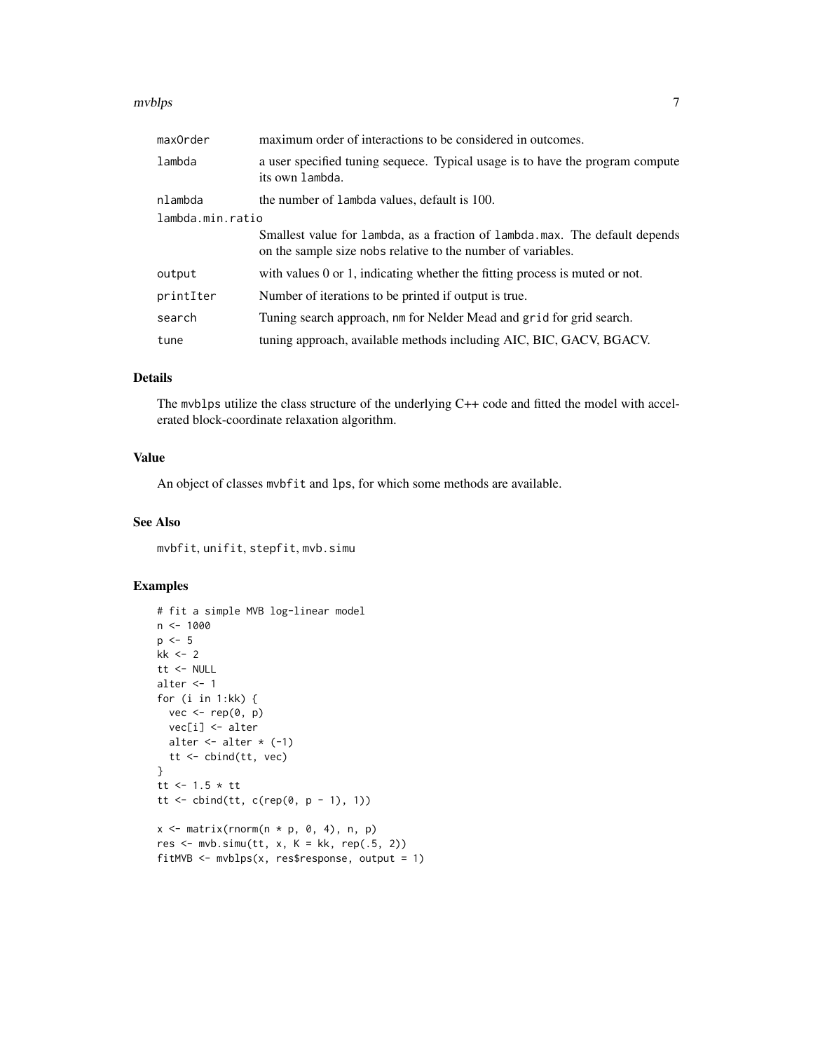| | |
|---|---|
| maxOrder | maximum order of interactions to be considered in outcomes. |
| lambda | a user specified tuning sequece. Typical usage is to have the program compute its own lambda. |
| nlambda | the number of lambda values, default is 100. |
| lambda.min.ratio | Smallest value for lambda, as a fraction of lambda.max. The default depends on the sample size nobs relative to the number of variables. |
| output | with values 0 or 1, indicating whether the fitting process is muted or not. |
| printIter | Number of iterations to be printed if output is true. |
| search | Tuning search approach, nm for Nelder Mead and grid for grid search. |
| tune | tuning approach, available methods including AIC, BIC, GACV, BGACV. |

## Details

The mvblps utilize the class structure of the underlying C++ code and fitted the model with accelerated block-coordinate relaxation algorithm.

## Value

An object of classes mvbfit and lps, for which some methods are available.

## See Also

mvbfit, unifit, stepfit, mvb.simu

## Examples

```
# fit a simple MVB log-linear model
n <- 1000
p <- 5
kk <- 2
tt <- NULL
alter <- 1
for (i in 1:kk) {
  vec <- rep(0, p)
  vec[i] <- alter
  alter <- alter * (-1)
  tt <- cbind(tt, vec)
}
tt <- 1.5 * tt
tt <- cbind(tt, c(rep(0, p - 1), 1))

x <- matrix(rnorm(n * p, 0, 4), n, p)
res <- mvb.simu(tt, x, K = kk, rep(.5, 2))
fitMVB <- mvblps(x, res$response, output = 1)
```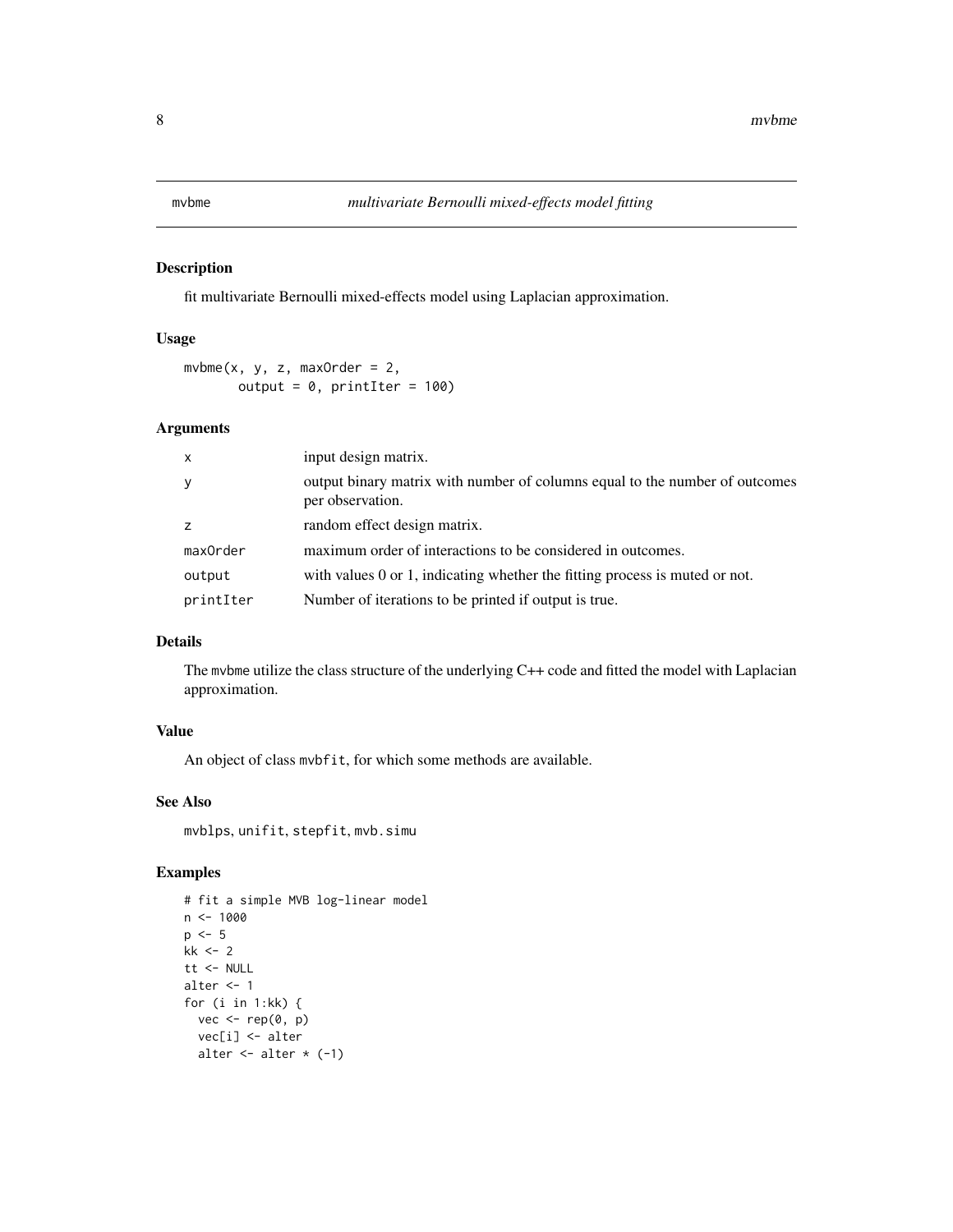# mvbme — *multivariate Bernoulli mixed-effects model fitting*

## Description

fit multivariate Bernoulli mixed-effects model using Laplacian approximation.

## Usage

```
mvbme(x, y, z, maxOrder = 2,
      output = 0, printIter = 100)
```

## Arguments

| | |
|---|---|
| x | input design matrix. |
| y | output binary matrix with number of columns equal to the number of outcomes per observation. |
| z | random effect design matrix. |
| maxOrder | maximum order of interactions to be considered in outcomes. |
| output | with values 0 or 1, indicating whether the fitting process is muted or not. |
| printIter | Number of iterations to be printed if output is true. |

## Details

The `mvbme` utilize the class structure of the underlying C++ code and fitted the model with Laplacian approximation.

## Value

An object of class `mvbfit`, for which some methods are available.

## See Also

`mvblps`, `unifit`, `stepfit`, `mvb.simu`

## Examples

```
# fit a simple MVB log-linear model
n <- 1000
p <- 5
kk <- 2
tt <- NULL
alter <- 1
for (i in 1:kk) {
  vec <- rep(0, p)
  vec[i] <- alter
  alter <- alter * (-1)
```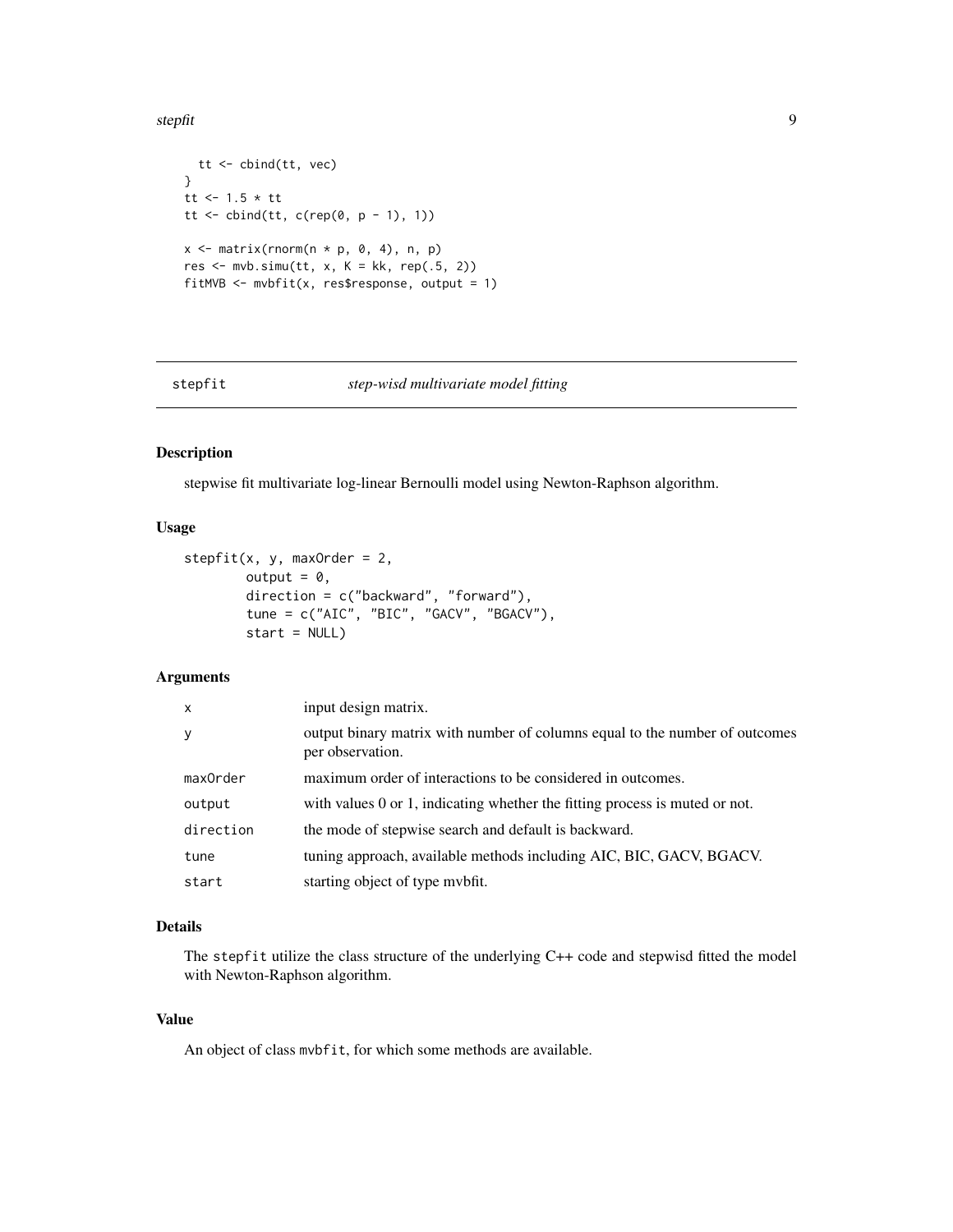```
  tt <- cbind(tt, vec)
}
tt <- 1.5 * tt
tt <- cbind(tt, c(rep(0, p - 1), 1))

x <- matrix(rnorm(n * p, 0, 4), n, p)
res <- mvb.simu(tt, x, K = kk, rep(.5, 2))
fitMVB <- mvbfit(x, res$response, output = 1)
```

## stepfit — *step-wisd multivariate model fitting*

### Description

stepwise fit multivariate log-linear Bernoulli model using Newton-Raphson algorithm.

### Usage

```
stepfit(x, y, maxOrder = 2,
        output = 0,
        direction = c("backward", "forward"),
        tune = c("AIC", "BIC", "GACV", "BGACV"),
        start = NULL)
```

### Arguments

| | |
|---|---|
| `x` | input design matrix. |
| `y` | output binary matrix with number of columns equal to the number of outcomes per observation. |
| `maxOrder` | maximum order of interactions to be considered in outcomes. |
| `output` | with values 0 or 1, indicating whether the fitting process is muted or not. |
| `direction` | the mode of stepwise search and default is backward. |
| `tune` | tuning approach, available methods including AIC, BIC, GACV, BGACV. |
| `start` | starting object of type mvbfit. |

### Details

The `stepfit` utilize the class structure of the underlying C++ code and stepwisd fitted the model with Newton-Raphson algorithm.

### Value

An object of class `mvbfit`, for which some methods are available.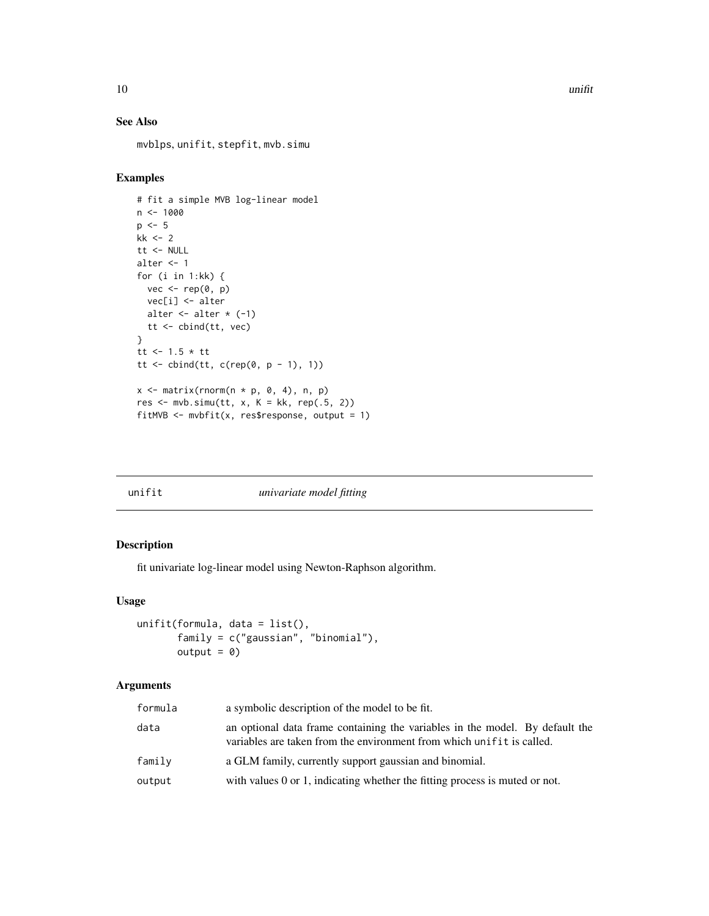## See Also

mvblps, unifit, stepfit, mvb.simu

## Examples

```
# fit a simple MVB log-linear model
n <- 1000
p <- 5
kk <- 2
tt <- NULL
alter <- 1
for (i in 1:kk) {
  vec <- rep(0, p)
  vec[i] <- alter
  alter <- alter * (-1)
  tt <- cbind(tt, vec)
}
tt <- 1.5 * tt
tt <- cbind(tt, c(rep(0, p - 1), 1))

x <- matrix(rnorm(n * p, 0, 4), n, p)
res <- mvb.simu(tt, x, K = kk, rep(.5, 2))
fitMVB <- mvbfit(x, res$response, output = 1)
```

---

# unifit *univariate model fitting*

## Description

fit univariate log-linear model using Newton-Raphson algorithm.

## Usage

```
unifit(formula, data = list(),
       family = c("gaussian", "binomial"),
       output = 0)
```

## Arguments

| | |
|---|---|
| formula | a symbolic description of the model to be fit. |
| data | an optional data frame containing the variables in the model. By default the variables are taken from the environment from which unifit is called. |
| family | a GLM family, currently support gaussian and binomial. |
| output | with values 0 or 1, indicating whether the fitting process is muted or not. |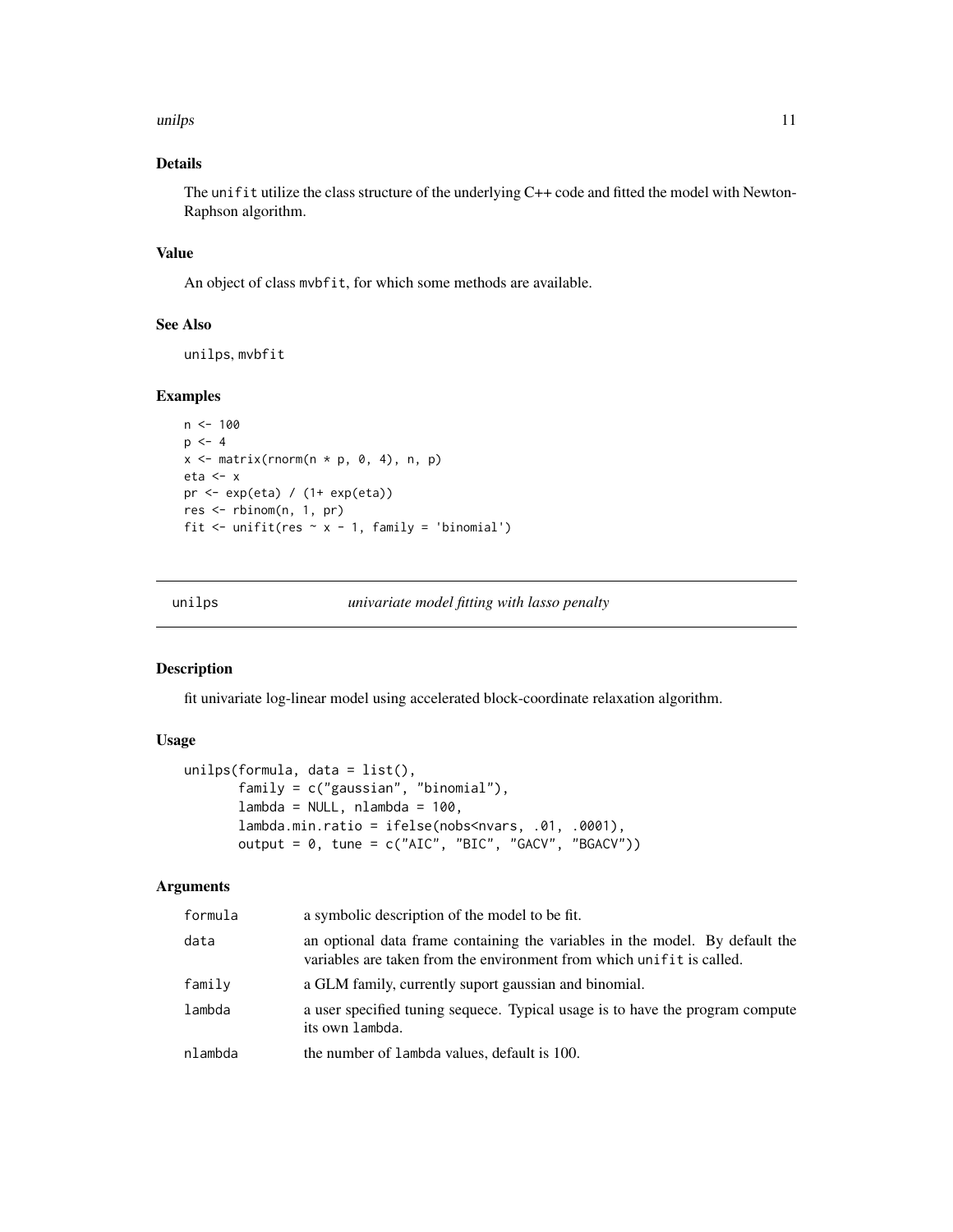### Details

The `unifit` utilize the class structure of the underlying C++ code and fitted the model with Newton-Raphson algorithm.

### Value

An object of class `mvbfit`, for which some methods are available.

### See Also

`unilps`, `mvbfit`

### Examples

```
n <- 100
p <- 4
x <- matrix(rnorm(n * p, 0, 4), n, p)
eta <- x
pr <- exp(eta) / (1+ exp(eta))
res <- rbinom(n, 1, pr)
fit <- unifit(res ~ x - 1, family = 'binomial')
```

---

## unilps — *univariate model fitting with lasso penalty*

---

### Description

fit univariate log-linear model using accelerated block-coordinate relaxation algorithm.

### Usage

```
unilps(formula, data = list(),
       family = c("gaussian", "binomial"),
       lambda = NULL, nlambda = 100,
       lambda.min.ratio = ifelse(nobs<nvars, .01, .0001),
       output = 0, tune = c("AIC", "BIC", "GACV", "BGACV"))
```

### Arguments

| | |
|---|---|
| `formula` | a symbolic description of the model to be fit. |
| `data` | an optional data frame containing the variables in the model. By default the variables are taken from the environment from which `unifit` is called. |
| `family` | a GLM family, currently suport gaussian and binomial. |
| `lambda` | a user specified tuning sequece. Typical usage is to have the program compute its own `lambda`. |
| `nlambda` | the number of `lambda` values, default is 100. |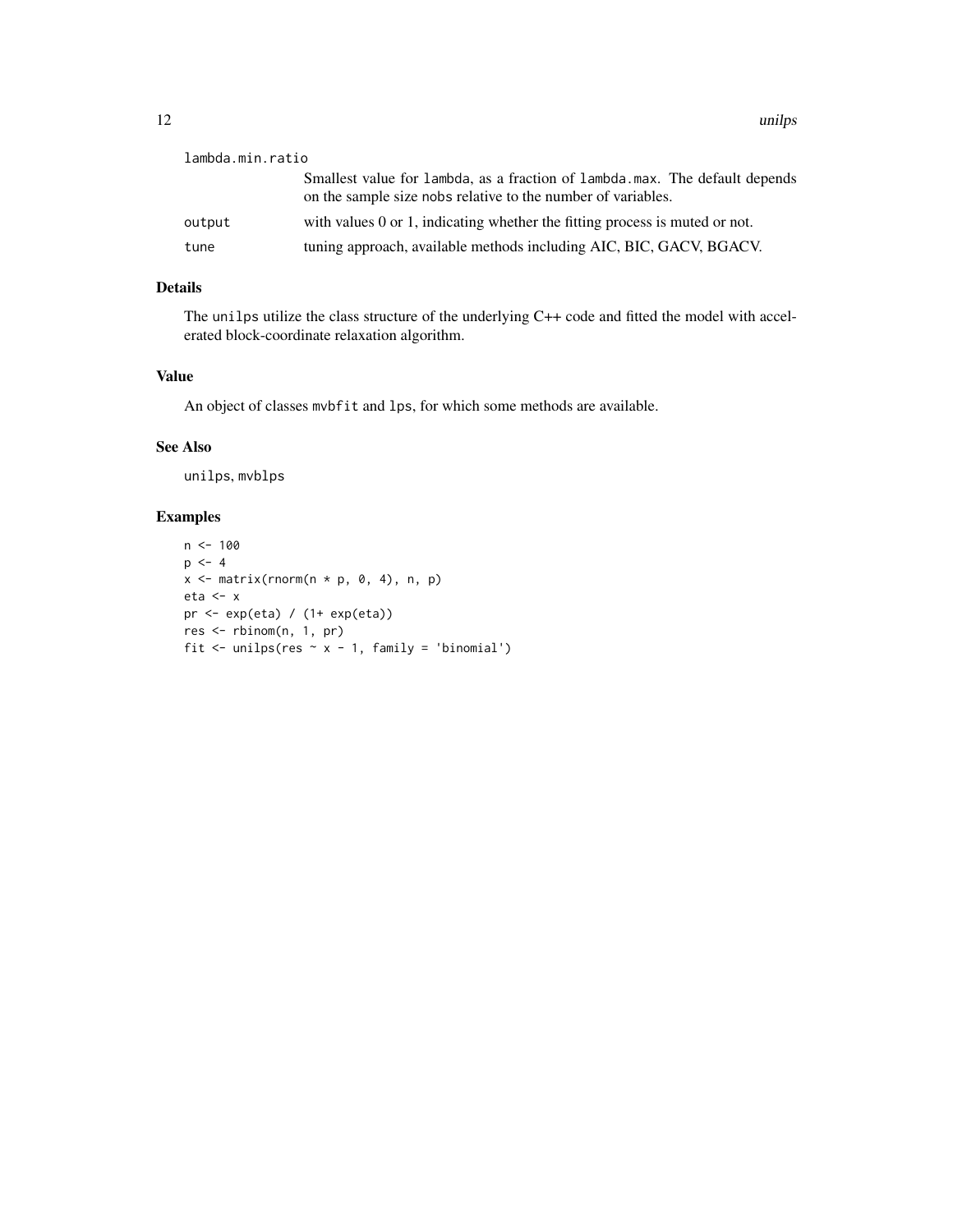| | |
|---|---|
| lambda.min.ratio | Smallest value for lambda, as a fraction of lambda.max. The default depends on the sample size nobs relative to the number of variables. |
| output | with values 0 or 1, indicating whether the fitting process is muted or not. |
| tune | tuning approach, available methods including AIC, BIC, GACV, BGACV. |

## Details

The unilps utilize the class structure of the underlying C++ code and fitted the model with accelerated block-coordinate relaxation algorithm.

## Value

An object of classes mvbfit and lps, for which some methods are available.

## See Also

unilps, mvblps

## Examples

```
n <- 100
p <- 4
x <- matrix(rnorm(n * p, 0, 4), n, p)
eta <- x
pr <- exp(eta) / (1+ exp(eta))
res <- rbinom(n, 1, pr)
fit <- unilps(res ~ x - 1, family = 'binomial')
```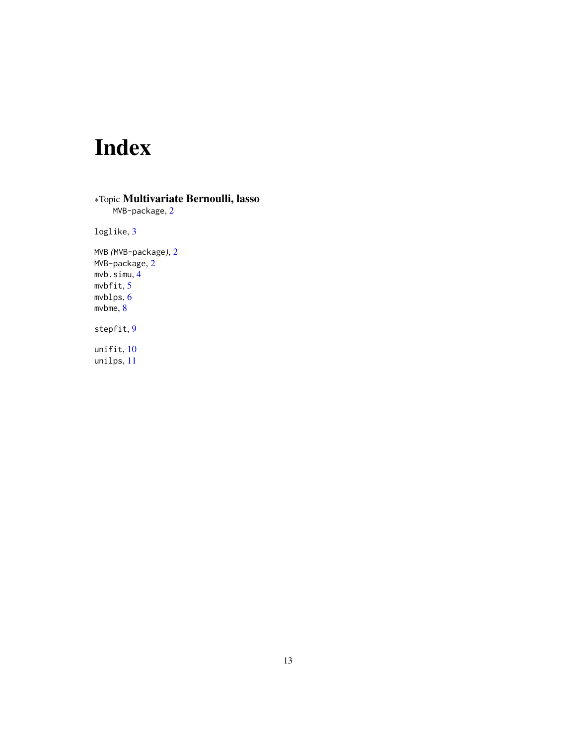# Index

*Topic **Multivariate Bernoulli, lasso**
MVB-package, 2

loglike, 3

MVB (MVB-package), 2
MVB-package, 2
mvb.simu, 4
mvbfit, 5
mvblps, 6
mvbme, 8

stepfit, 9

unifit, 10
unilps, 11